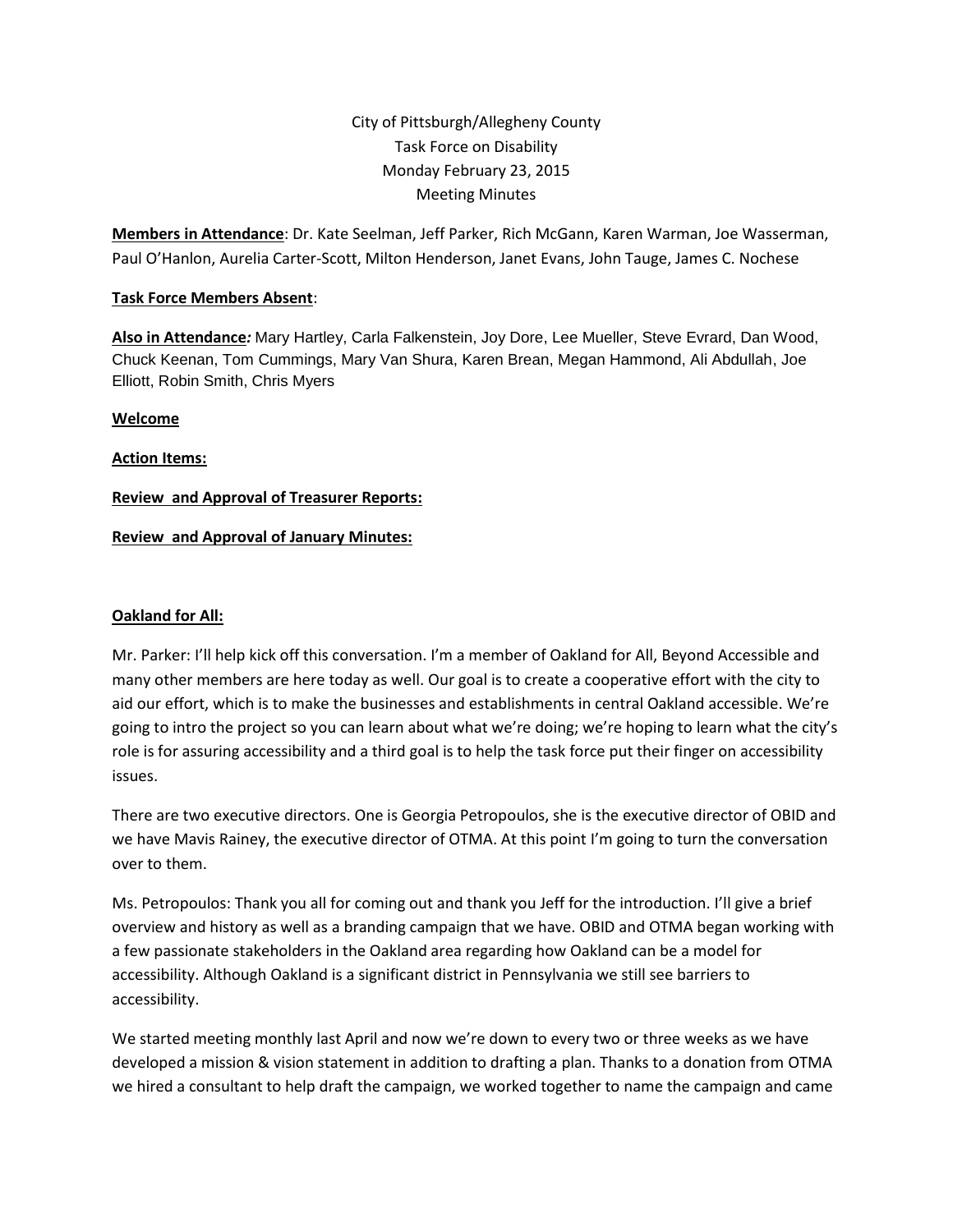City of Pittsburgh/Allegheny County
Task Force on Disability
Monday February 23, 2015
Meeting Minutes

**Members in Attendance**: Dr. Kate Seelman, Jeff Parker, Rich McGann, Karen Warman, Joe Wasserman, Paul O'Hanlon, Aurelia Carter-Scott, Milton Henderson, Janet Evans, John Tauge, James C. Nochese

**Task Force Members Absent**:

**Also in Attendance**: Mary Hartley, Carla Falkenstein, Joy Dore, Lee Mueller, Steve Evrard, Dan Wood, Chuck Keenan, Tom Cummings, Mary Van Shura, Karen Brean, Megan Hammond, Ali Abdullah, Joe Elliott, Robin Smith, Chris Myers

**Welcome**

**Action Items:**

**Review and Approval of Treasurer Reports:**

**Review and Approval of January Minutes:**

**Oakland for All:**

Mr. Parker: I'll help kick off this conversation. I'm a member of Oakland for All, Beyond Accessible and many other members are here today as well. Our goal is to create a cooperative effort with the city to aid our effort, which is to make the businesses and establishments in central Oakland accessible. We're going to intro the project so you can learn about what we're doing; we're hoping to learn what the city's role is for assuring accessibility and a third goal is to help the task force put their finger on accessibility issues.

There are two executive directors. One is Georgia Petropoulos, she is the executive director of OBID and we have Mavis Rainey, the executive director of OTMA. At this point I'm going to turn the conversation over to them.

Ms. Petropoulos: Thank you all for coming out and thank you Jeff for the introduction. I'll give a brief overview and history as well as a branding campaign that we have. OBID and OTMA began working with a few passionate stakeholders in the Oakland area regarding how Oakland can be a model for accessibility. Although Oakland is a significant district in Pennsylvania we still see barriers to accessibility.

We started meeting monthly last April and now we're down to every two or three weeks as we have developed a mission & vision statement in addition to drafting a plan. Thanks to a donation from OTMA we hired a consultant to help draft the campaign, we worked together to name the campaign and came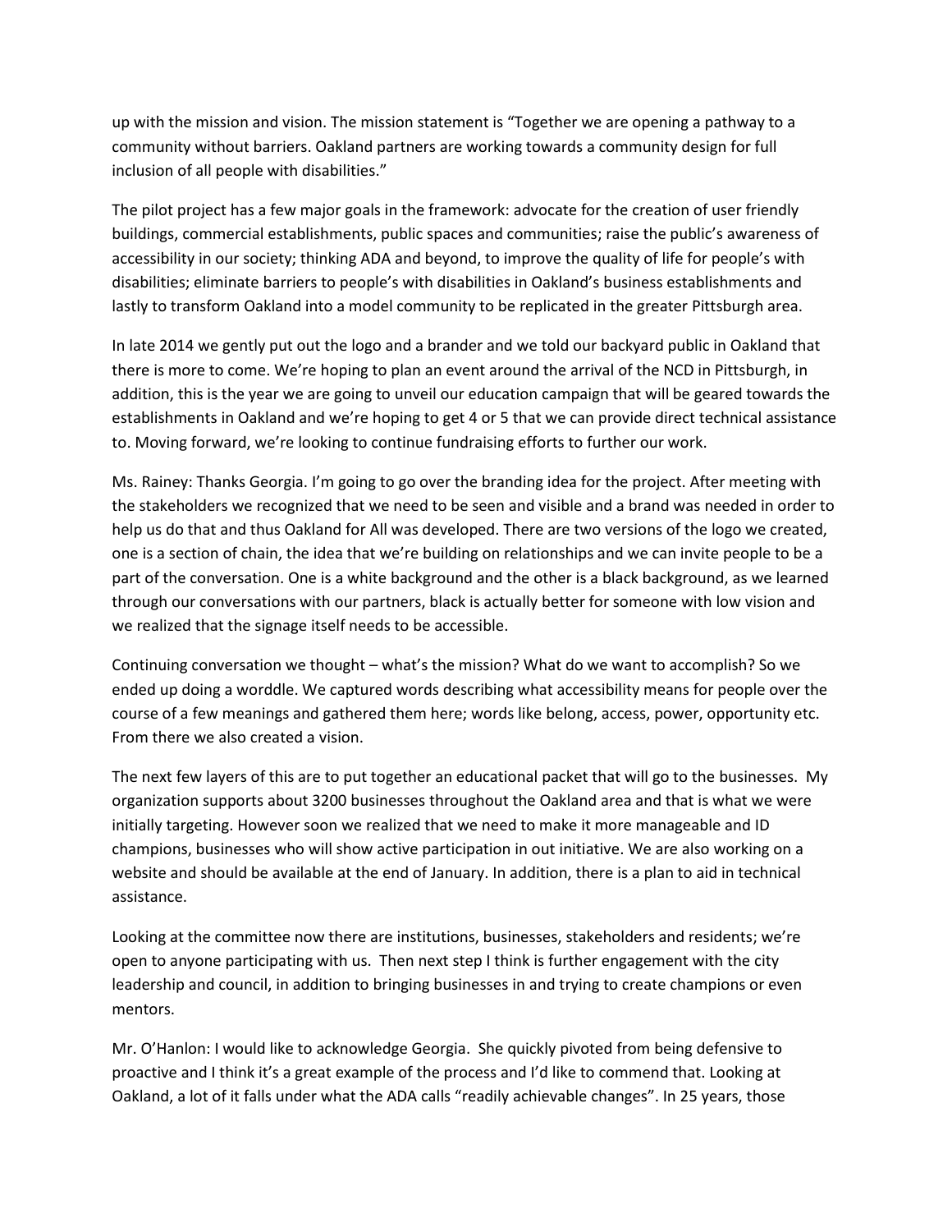up with the mission and vision. The mission statement is "Together we are opening a pathway to a community without barriers. Oakland partners are working towards a community design for full inclusion of all people with disabilities."

The pilot project has a few major goals in the framework: advocate for the creation of user friendly buildings, commercial establishments, public spaces and communities; raise the public's awareness of accessibility in our society; thinking ADA and beyond, to improve the quality of life for people's with disabilities; eliminate barriers to people's with disabilities in Oakland's business establishments and lastly to transform Oakland into a model community to be replicated in the greater Pittsburgh area.

In late 2014 we gently put out the logo and a brander and we told our backyard public in Oakland that there is more to come. We're hoping to plan an event around the arrival of the NCD in Pittsburgh, in addition, this is the year we are going to unveil our education campaign that will be geared towards the establishments in Oakland and we're hoping to get 4 or 5 that we can provide direct technical assistance to. Moving forward, we're looking to continue fundraising efforts to further our work.

Ms. Rainey: Thanks Georgia. I'm going to go over the branding idea for the project. After meeting with the stakeholders we recognized that we need to be seen and visible and a brand was needed in order to help us do that and thus Oakland for All was developed. There are two versions of the logo we created, one is a section of chain, the idea that we're building on relationships and we can invite people to be a part of the conversation. One is a white background and the other is a black background, as we learned through our conversations with our partners, black is actually better for someone with low vision and we realized that the signage itself needs to be accessible.

Continuing conversation we thought – what's the mission? What do we want to accomplish? So we ended up doing a worddle. We captured words describing what accessibility means for people over the course of a few meanings and gathered them here; words like belong, access, power, opportunity etc. From there we also created a vision.

The next few layers of this are to put together an educational packet that will go to the businesses. My organization supports about 3200 businesses throughout the Oakland area and that is what we were initially targeting. However soon we realized that we need to make it more manageable and ID champions, businesses who will show active participation in out initiative. We are also working on a website and should be available at the end of January. In addition, there is a plan to aid in technical assistance.

Looking at the committee now there are institutions, businesses, stakeholders and residents; we're open to anyone participating with us. Then next step I think is further engagement with the city leadership and council, in addition to bringing businesses in and trying to create champions or even mentors.

Mr. O'Hanlon: I would like to acknowledge Georgia. She quickly pivoted from being defensive to proactive and I think it's a great example of the process and I'd like to commend that. Looking at Oakland, a lot of it falls under what the ADA calls "readily achievable changes". In 25 years, those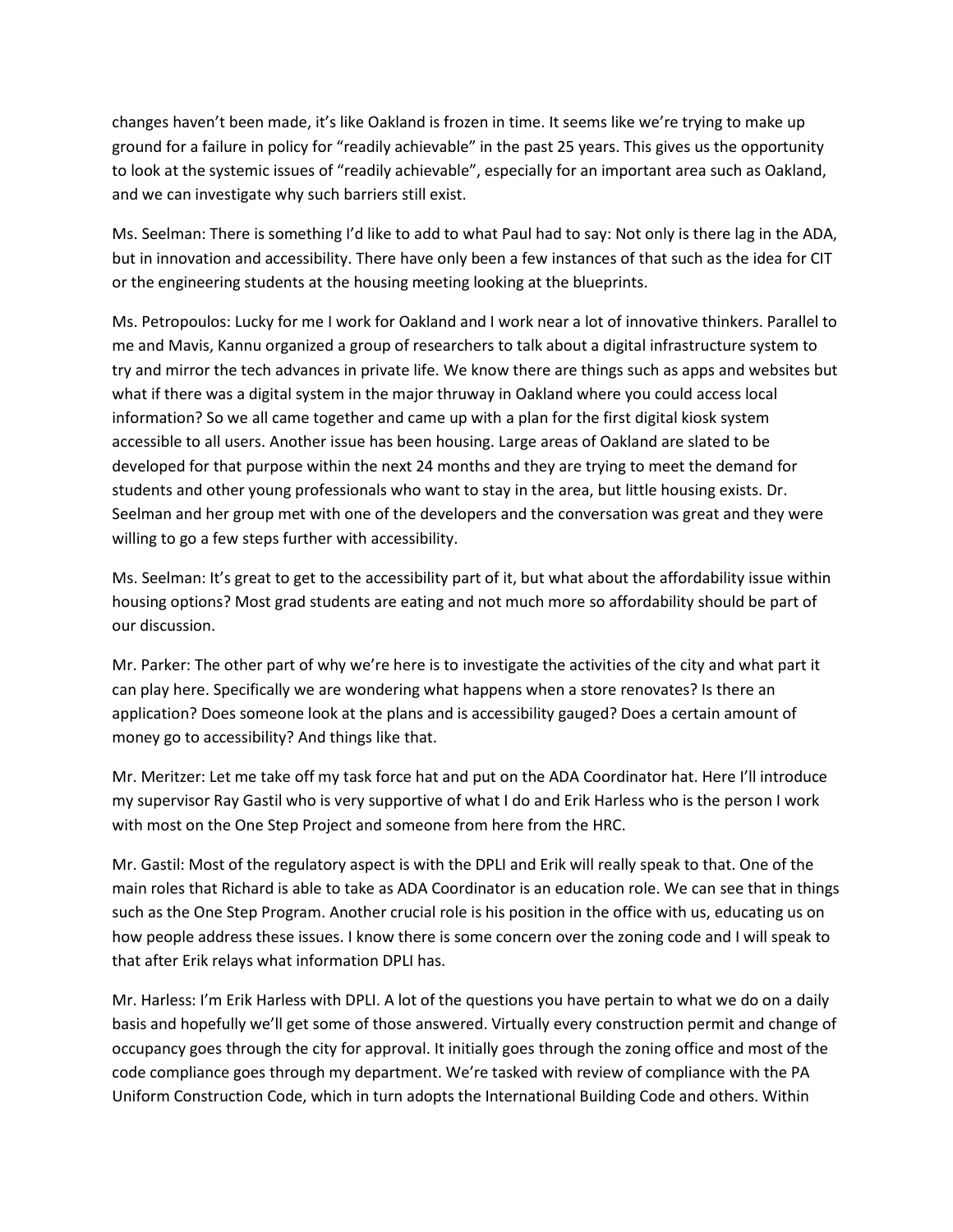changes haven't been made, it's like Oakland is frozen in time. It seems like we're trying to make up ground for a failure in policy for "readily achievable" in the past 25 years. This gives us the opportunity to look at the systemic issues of "readily achievable", especially for an important area such as Oakland, and we can investigate why such barriers still exist.

Ms. Seelman: There is something I'd like to add to what Paul had to say: Not only is there lag in the ADA, but in innovation and accessibility. There have only been a few instances of that such as the idea for CIT or the engineering students at the housing meeting looking at the blueprints.

Ms. Petropoulos: Lucky for me I work for Oakland and I work near a lot of innovative thinkers. Parallel to me and Mavis, Kannu organized a group of researchers to talk about a digital infrastructure system to try and mirror the tech advances in private life. We know there are things such as apps and websites but what if there was a digital system in the major thruway in Oakland where you could access local information? So we all came together and came up with a plan for the first digital kiosk system accessible to all users. Another issue has been housing. Large areas of Oakland are slated to be developed for that purpose within the next 24 months and they are trying to meet the demand for students and other young professionals who want to stay in the area, but little housing exists. Dr. Seelman and her group met with one of the developers and the conversation was great and they were willing to go a few steps further with accessibility.

Ms. Seelman: It's great to get to the accessibility part of it, but what about the affordability issue within housing options? Most grad students are eating and not much more so affordability should be part of our discussion.

Mr. Parker: The other part of why we're here is to investigate the activities of the city and what part it can play here. Specifically we are wondering what happens when a store renovates? Is there an application? Does someone look at the plans and is accessibility gauged? Does a certain amount of money go to accessibility? And things like that.

Mr. Meritzer: Let me take off my task force hat and put on the ADA Coordinator hat. Here I'll introduce my supervisor Ray Gastil who is very supportive of what I do and Erik Harless who is the person I work with most on the One Step Project and someone from here from the HRC.

Mr. Gastil: Most of the regulatory aspect is with the DPLI and Erik will really speak to that. One of the main roles that Richard is able to take as ADA Coordinator is an education role. We can see that in things such as the One Step Program. Another crucial role is his position in the office with us, educating us on how people address these issues. I know there is some concern over the zoning code and I will speak to that after Erik relays what information DPLI has.

Mr. Harless: I'm Erik Harless with DPLI. A lot of the questions you have pertain to what we do on a daily basis and hopefully we'll get some of those answered. Virtually every construction permit and change of occupancy goes through the city for approval. It initially goes through the zoning office and most of the code compliance goes through my department. We're tasked with review of compliance with the PA Uniform Construction Code, which in turn adopts the International Building Code and others. Within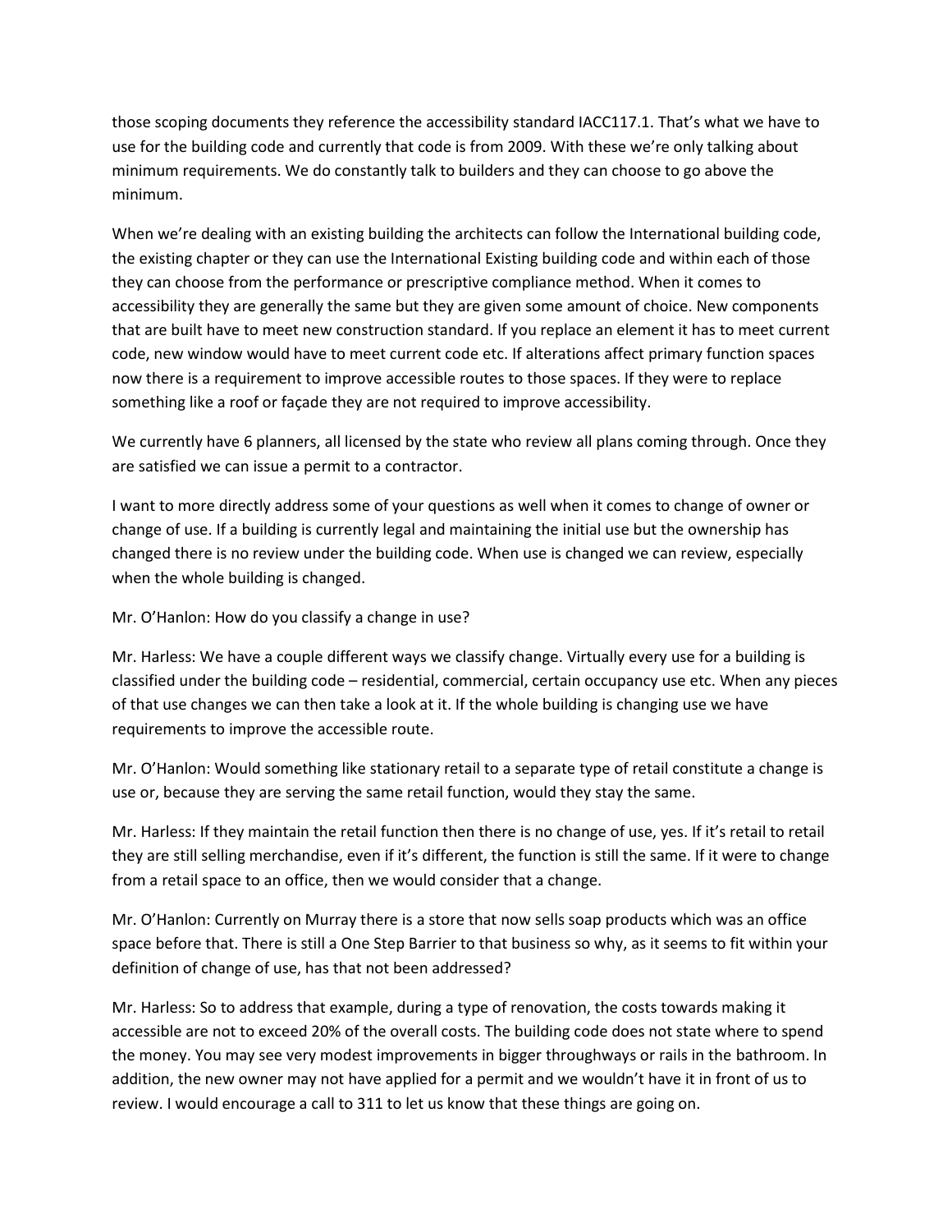those scoping documents they reference the accessibility standard IACC117.1. That's what we have to use for the building code and currently that code is from 2009. With these we're only talking about minimum requirements. We do constantly talk to builders and they can choose to go above the minimum.

When we're dealing with an existing building the architects can follow the International building code, the existing chapter or they can use the International Existing building code and within each of those they can choose from the performance or prescriptive compliance method. When it comes to accessibility they are generally the same but they are given some amount of choice. New components that are built have to meet new construction standard. If you replace an element it has to meet current code, new window would have to meet current code etc. If alterations affect primary function spaces now there is a requirement to improve accessible routes to those spaces. If they were to replace something like a roof or façade they are not required to improve accessibility.

We currently have 6 planners, all licensed by the state who review all plans coming through. Once they are satisfied we can issue a permit to a contractor.

I want to more directly address some of your questions as well when it comes to change of owner or change of use. If a building is currently legal and maintaining the initial use but the ownership has changed there is no review under the building code. When use is changed we can review, especially when the whole building is changed.

Mr. O'Hanlon: How do you classify a change in use?

Mr. Harless: We have a couple different ways we classify change. Virtually every use for a building is classified under the building code – residential, commercial, certain occupancy use etc. When any pieces of that use changes we can then take a look at it. If the whole building is changing use we have requirements to improve the accessible route.

Mr. O'Hanlon: Would something like stationary retail to a separate type of retail constitute a change is use or, because they are serving the same retail function, would they stay the same.

Mr. Harless: If they maintain the retail function then there is no change of use, yes. If it's retail to retail they are still selling merchandise, even if it's different, the function is still the same. If it were to change from a retail space to an office, then we would consider that a change.

Mr. O'Hanlon: Currently on Murray there is a store that now sells soap products which was an office space before that. There is still a One Step Barrier to that business so why, as it seems to fit within your definition of change of use, has that not been addressed?

Mr. Harless: So to address that example, during a type of renovation, the costs towards making it accessible are not to exceed 20% of the overall costs. The building code does not state where to spend the money. You may see very modest improvements in bigger throughways or rails in the bathroom. In addition, the new owner may not have applied for a permit and we wouldn't have it in front of us to review. I would encourage a call to 311 to let us know that these things are going on.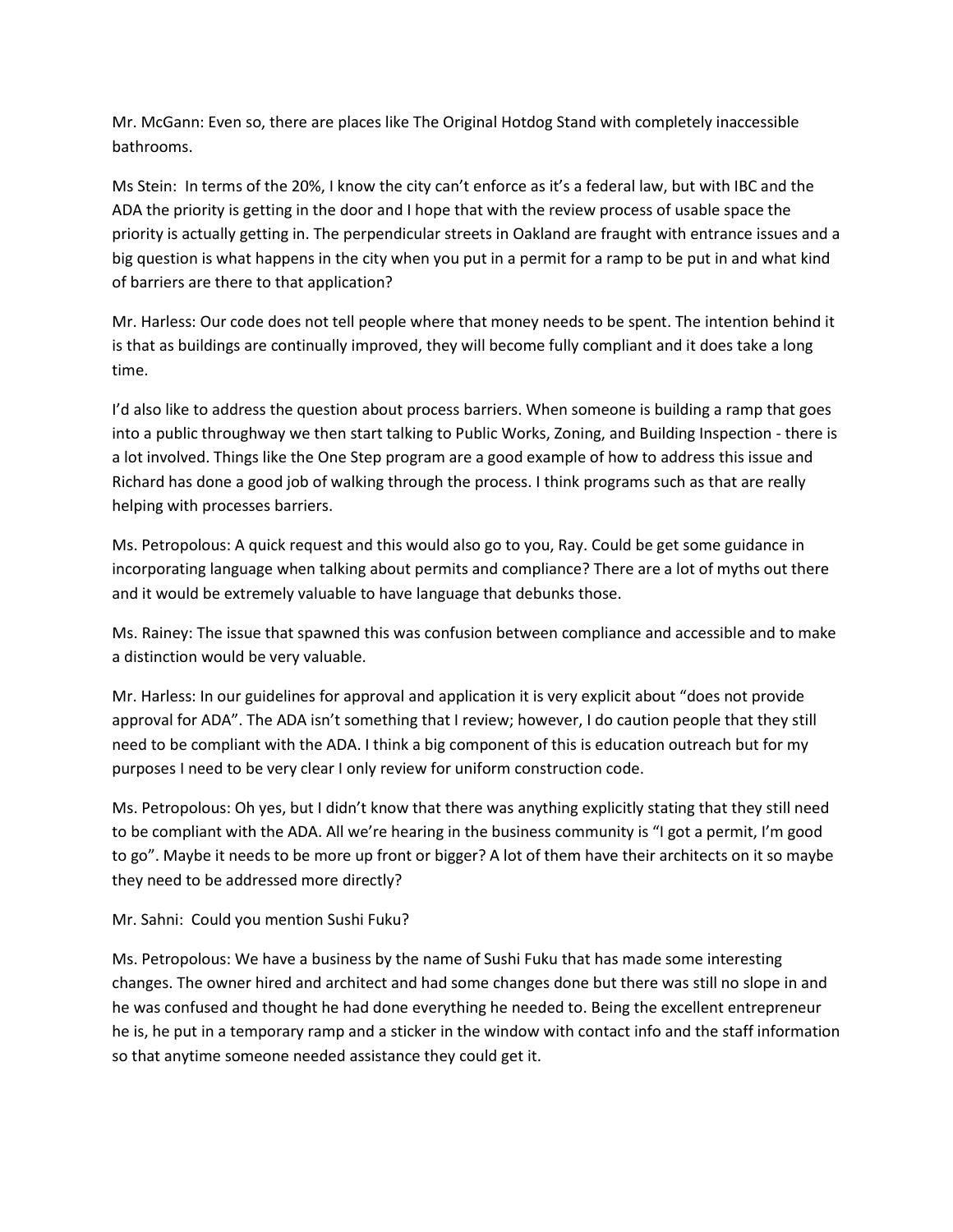Mr. McGann: Even so, there are places like The Original Hotdog Stand with completely inaccessible bathrooms.

Ms Stein: In terms of the 20%, I know the city can't enforce as it's a federal law, but with IBC and the ADA the priority is getting in the door and I hope that with the review process of usable space the priority is actually getting in. The perpendicular streets in Oakland are fraught with entrance issues and a big question is what happens in the city when you put in a permit for a ramp to be put in and what kind of barriers are there to that application?

Mr. Harless: Our code does not tell people where that money needs to be spent. The intention behind it is that as buildings are continually improved, they will become fully compliant and it does take a long time.

I'd also like to address the question about process barriers. When someone is building a ramp that goes into a public throughway we then start talking to Public Works, Zoning, and Building Inspection - there is a lot involved. Things like the One Step program are a good example of how to address this issue and Richard has done a good job of walking through the process. I think programs such as that are really helping with processes barriers.

Ms. Petropolous: A quick request and this would also go to you, Ray. Could be get some guidance in incorporating language when talking about permits and compliance? There are a lot of myths out there and it would be extremely valuable to have language that debunks those.

Ms. Rainey: The issue that spawned this was confusion between compliance and accessible and to make a distinction would be very valuable.

Mr. Harless: In our guidelines for approval and application it is very explicit about "does not provide approval for ADA". The ADA isn't something that I review; however, I do caution people that they still need to be compliant with the ADA. I think a big component of this is education outreach but for my purposes I need to be very clear I only review for uniform construction code.

Ms. Petropolous: Oh yes, but I didn't know that there was anything explicitly stating that they still need to be compliant with the ADA. All we're hearing in the business community is "I got a permit, I'm good to go". Maybe it needs to be more up front or bigger? A lot of them have their architects on it so maybe they need to be addressed more directly?

Mr. Sahni: Could you mention Sushi Fuku?

Ms. Petropolous: We have a business by the name of Sushi Fuku that has made some interesting changes. The owner hired and architect and had some changes done but there was still no slope in and he was confused and thought he had done everything he needed to. Being the excellent entrepreneur he is, he put in a temporary ramp and a sticker in the window with contact info and the staff information so that anytime someone needed assistance they could get it.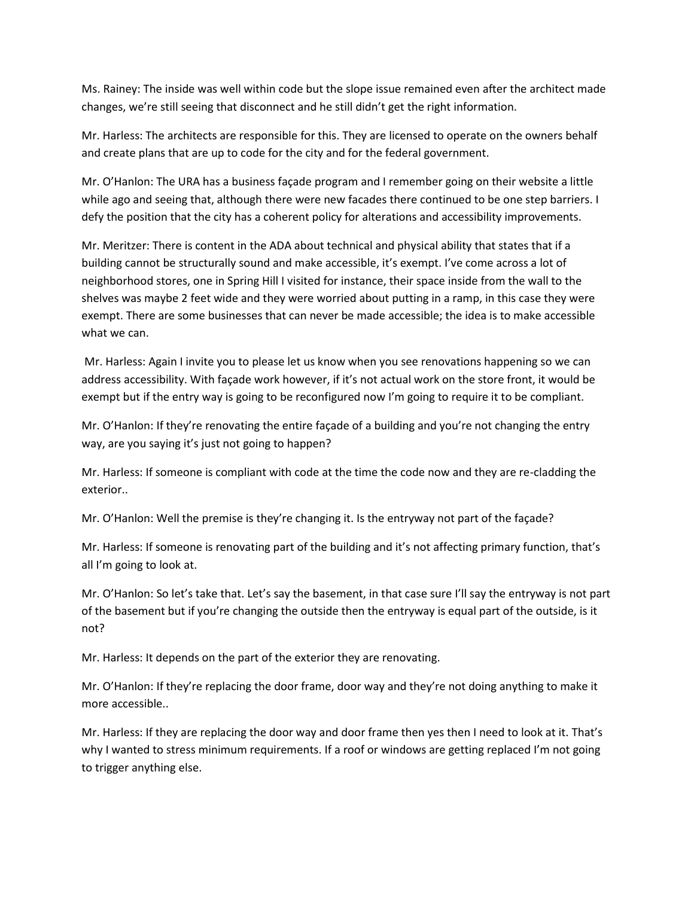Ms. Rainey: The inside was well within code but the slope issue remained even after the architect made changes, we're still seeing that disconnect and he still didn't get the right information.

Mr. Harless: The architects are responsible for this. They are licensed to operate on the owners behalf and create plans that are up to code for the city and for the federal government.

Mr. O'Hanlon: The URA has a business façade program and I remember going on their website a little while ago and seeing that, although there were new facades there continued to be one step barriers. I defy the position that the city has a coherent policy for alterations and accessibility improvements.

Mr. Meritzer: There is content in the ADA about technical and physical ability that states that if a building cannot be structurally sound and make accessible, it's exempt. I've come across a lot of neighborhood stores, one in Spring Hill I visited for instance, their space inside from the wall to the shelves was maybe 2 feet wide and they were worried about putting in a ramp, in this case they were exempt. There are some businesses that can never be made accessible; the idea is to make accessible what we can.

Mr. Harless: Again I invite you to please let us know when you see renovations happening so we can address accessibility. With façade work however, if it's not actual work on the store front, it would be exempt but if the entry way is going to be reconfigured now I'm going to require it to be compliant.

Mr. O'Hanlon: If they're renovating the entire façade of a building and you're not changing the entry way, are you saying it's just not going to happen?

Mr. Harless: If someone is compliant with code at the time the code now and they are re-cladding the exterior..

Mr. O'Hanlon: Well the premise is they're changing it. Is the entryway not part of the façade?

Mr. Harless: If someone is renovating part of the building and it's not affecting primary function, that's all I'm going to look at.

Mr. O'Hanlon: So let's take that. Let's say the basement, in that case sure I'll say the entryway is not part of the basement but if you're changing the outside then the entryway is equal part of the outside, is it not?

Mr. Harless: It depends on the part of the exterior they are renovating.

Mr. O'Hanlon: If they're replacing the door frame, door way and they're not doing anything to make it more accessible..

Mr. Harless: If they are replacing the door way and door frame then yes then I need to look at it. That's why I wanted to stress minimum requirements. If a roof or windows are getting replaced I'm not going to trigger anything else.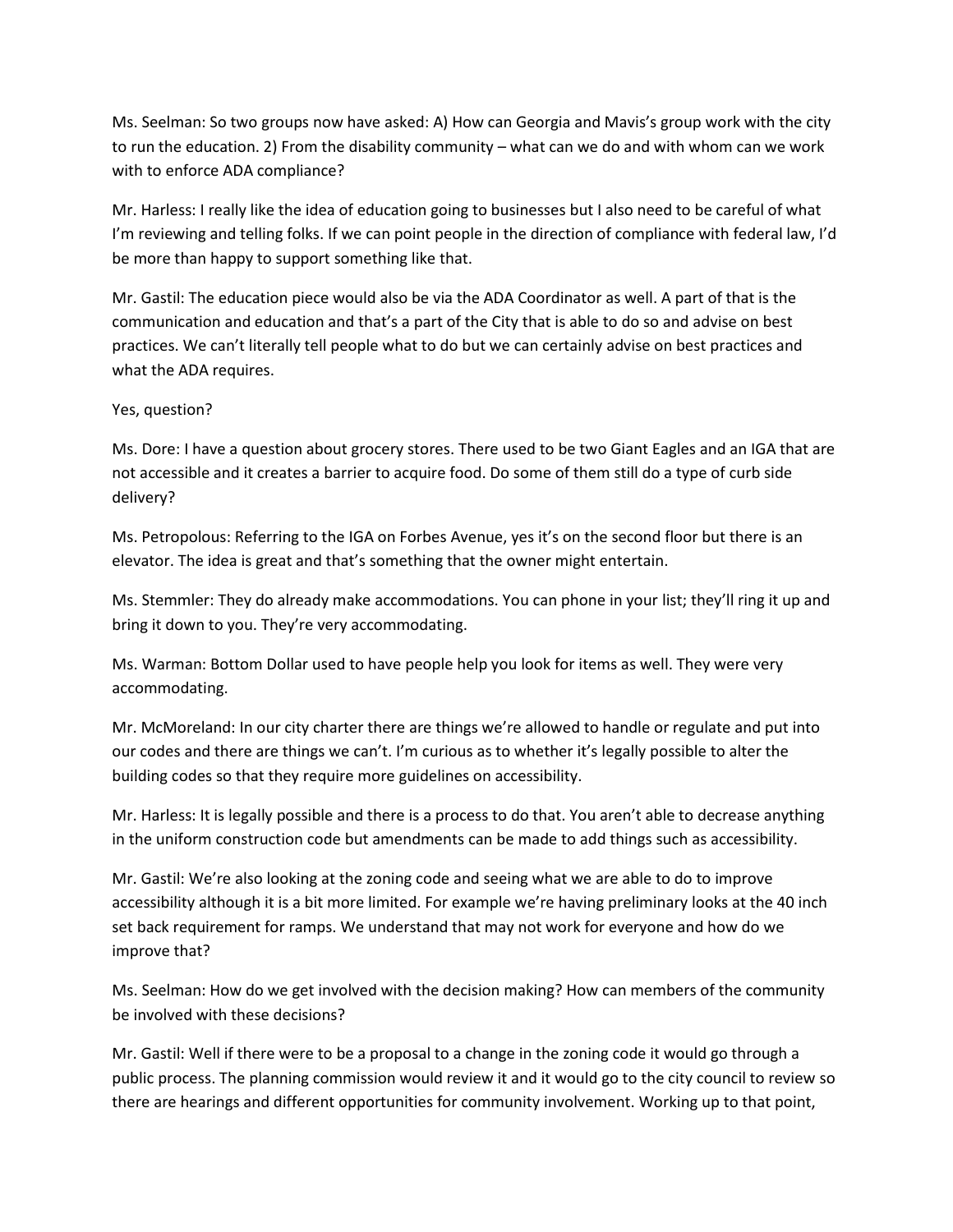Ms. Seelman: So two groups now have asked: A) How can Georgia and Mavis's group work with the city to run the education. 2) From the disability community – what can we do and with whom can we work with to enforce ADA compliance?

Mr. Harless: I really like the idea of education going to businesses but I also need to be careful of what I'm reviewing and telling folks. If we can point people in the direction of compliance with federal law, I'd be more than happy to support something like that.

Mr. Gastil: The education piece would also be via the ADA Coordinator as well. A part of that is the communication and education and that's a part of the City that is able to do so and advise on best practices. We can't literally tell people what to do but we can certainly advise on best practices and what the ADA requires.

Yes, question?

Ms. Dore: I have a question about grocery stores. There used to be two Giant Eagles and an IGA that are not accessible and it creates a barrier to acquire food. Do some of them still do a type of curb side delivery?

Ms. Petropolous: Referring to the IGA on Forbes Avenue, yes it's on the second floor but there is an elevator. The idea is great and that's something that the owner might entertain.

Ms. Stemmler: They do already make accommodations. You can phone in your list; they'll ring it up and bring it down to you. They're very accommodating.

Ms. Warman: Bottom Dollar used to have people help you look for items as well. They were very accommodating.

Mr. McMoreland: In our city charter there are things we're allowed to handle or regulate and put into our codes and there are things we can't. I'm curious as to whether it's legally possible to alter the building codes so that they require more guidelines on accessibility.

Mr. Harless: It is legally possible and there is a process to do that. You aren't able to decrease anything in the uniform construction code but amendments can be made to add things such as accessibility.

Mr. Gastil: We're also looking at the zoning code and seeing what we are able to do to improve accessibility although it is a bit more limited. For example we're having preliminary looks at the 40 inch set back requirement for ramps. We understand that may not work for everyone and how do we improve that?

Ms. Seelman: How do we get involved with the decision making? How can members of the community be involved with these decisions?

Mr. Gastil: Well if there were to be a proposal to a change in the zoning code it would go through a public process. The planning commission would review it and it would go to the city council to review so there are hearings and different opportunities for community involvement. Working up to that point,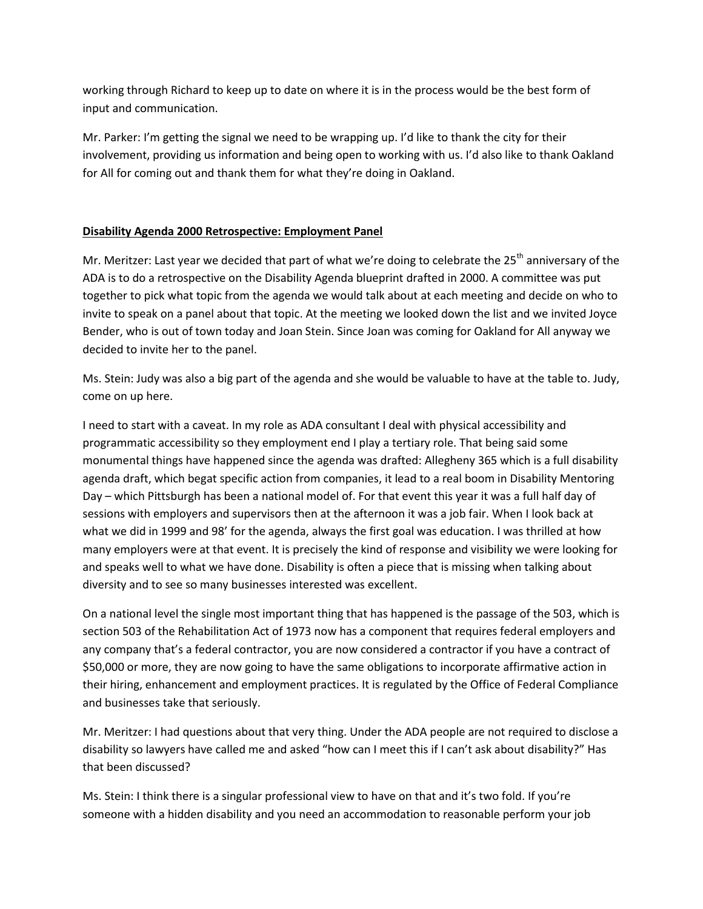working through Richard to keep up to date on where it is in the process would be the best form of input and communication.

Mr. Parker: I'm getting the signal we need to be wrapping up. I'd like to thank the city for their involvement, providing us information and being open to working with us. I'd also like to thank Oakland for All for coming out and thank them for what they're doing in Oakland.

**Disability Agenda 2000 Retrospective: Employment Panel**

Mr. Meritzer: Last year we decided that part of what we're doing to celebrate the 25th anniversary of the ADA is to do a retrospective on the Disability Agenda blueprint drafted in 2000. A committee was put together to pick what topic from the agenda we would talk about at each meeting and decide on who to invite to speak on a panel about that topic. At the meeting we looked down the list and we invited Joyce Bender, who is out of town today and Joan Stein. Since Joan was coming for Oakland for All anyway we decided to invite her to the panel.

Ms. Stein: Judy was also a big part of the agenda and she would be valuable to have at the table to. Judy, come on up here.

I need to start with a caveat. In my role as ADA consultant I deal with physical accessibility and programmatic accessibility so they employment end I play a tertiary role. That being said some monumental things have happened since the agenda was drafted: Allegheny 365 which is a full disability agenda draft, which begat specific action from companies, it lead to a real boom in Disability Mentoring Day – which Pittsburgh has been a national model of. For that event this year it was a full half day of sessions with employers and supervisors then at the afternoon it was a job fair. When I look back at what we did in 1999 and 98' for the agenda, always the first goal was education. I was thrilled at how many employers were at that event. It is precisely the kind of response and visibility we were looking for and speaks well to what we have done. Disability is often a piece that is missing when talking about diversity and to see so many businesses interested was excellent.

On a national level the single most important thing that has happened is the passage of the 503, which is section 503 of the Rehabilitation Act of 1973 now has a component that requires federal employers and any company that's a federal contractor, you are now considered a contractor if you have a contract of $50,000 or more, they are now going to have the same obligations to incorporate affirmative action in their hiring, enhancement and employment practices. It is regulated by the Office of Federal Compliance and businesses take that seriously.

Mr. Meritzer: I had questions about that very thing. Under the ADA people are not required to disclose a disability so lawyers have called me and asked "how can I meet this if I can't ask about disability?" Has that been discussed?

Ms. Stein: I think there is a singular professional view to have on that and it's two fold. If you're someone with a hidden disability and you need an accommodation to reasonable perform your job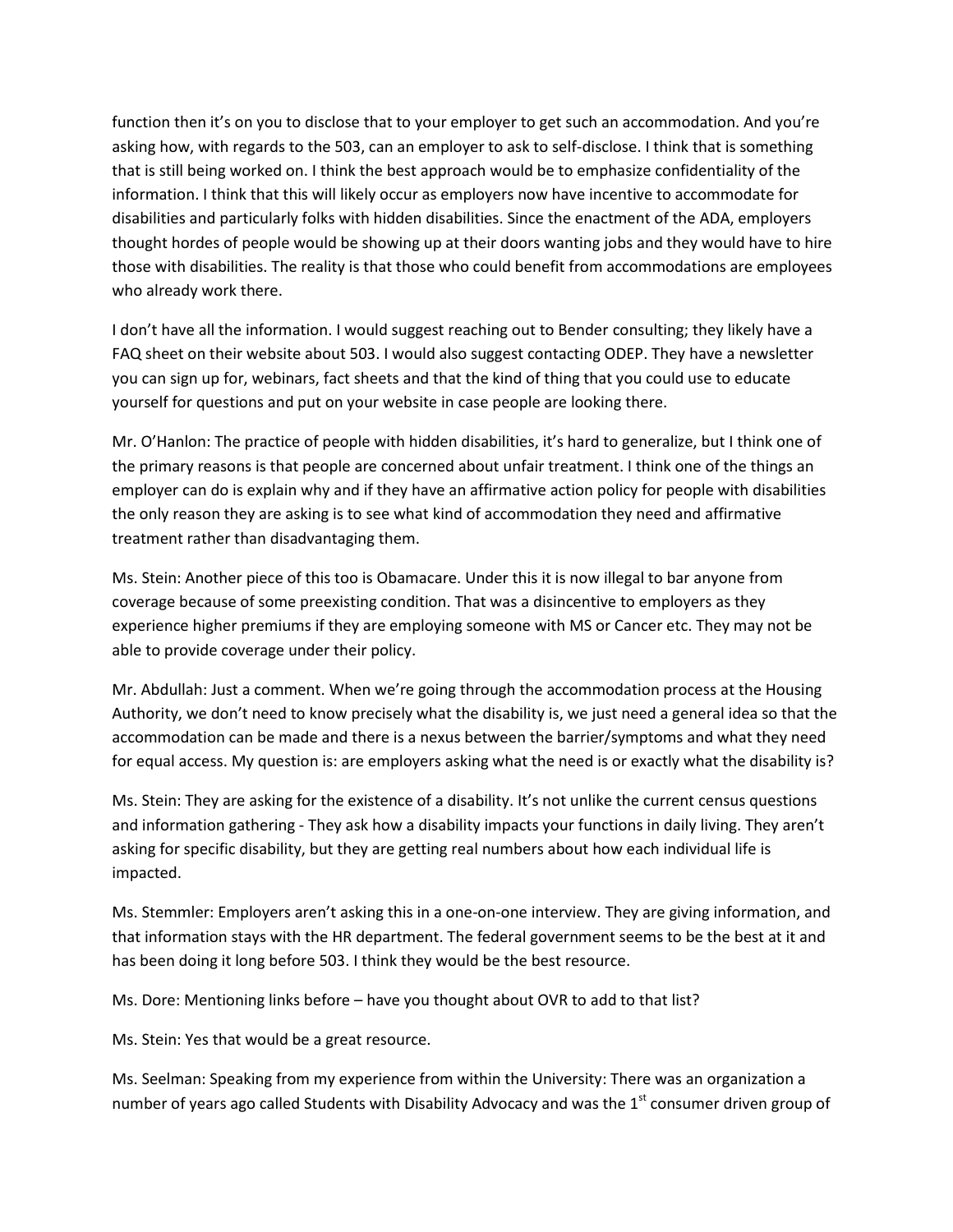function then it's on you to disclose that to your employer to get such an accommodation. And you're asking how, with regards to the 503, can an employer to ask to self-disclose. I think that is something that is still being worked on. I think the best approach would be to emphasize confidentiality of the information. I think that this will likely occur as employers now have incentive to accommodate for disabilities and particularly folks with hidden disabilities. Since the enactment of the ADA, employers thought hordes of people would be showing up at their doors wanting jobs and they would have to hire those with disabilities. The reality is that those who could benefit from accommodations are employees who already work there.

I don't have all the information. I would suggest reaching out to Bender consulting; they likely have a FAQ sheet on their website about 503. I would also suggest contacting ODEP. They have a newsletter you can sign up for, webinars, fact sheets and that the kind of thing that you could use to educate yourself for questions and put on your website in case people are looking there.

Mr. O'Hanlon: The practice of people with hidden disabilities, it's hard to generalize, but I think one of the primary reasons is that people are concerned about unfair treatment. I think one of the things an employer can do is explain why and if they have an affirmative action policy for people with disabilities the only reason they are asking is to see what kind of accommodation they need and affirmative treatment rather than disadvantaging them.

Ms. Stein: Another piece of this too is Obamacare. Under this it is now illegal to bar anyone from coverage because of some preexisting condition. That was a disincentive to employers as they experience higher premiums if they are employing someone with MS or Cancer etc. They may not be able to provide coverage under their policy.

Mr. Abdullah: Just a comment. When we're going through the accommodation process at the Housing Authority, we don't need to know precisely what the disability is, we just need a general idea so that the accommodation can be made and there is a nexus between the barrier/symptoms and what they need for equal access. My question is: are employers asking what the need is or exactly what the disability is?

Ms. Stein: They are asking for the existence of a disability. It's not unlike the current census questions and information gathering - They ask how a disability impacts your functions in daily living. They aren't asking for specific disability, but they are getting real numbers about how each individual life is impacted.

Ms. Stemmler: Employers aren't asking this in a one-on-one interview. They are giving information, and that information stays with the HR department. The federal government seems to be the best at it and has been doing it long before 503. I think they would be the best resource.

Ms. Dore: Mentioning links before – have you thought about OVR to add to that list?

Ms. Stein: Yes that would be a great resource.

Ms. Seelman: Speaking from my experience from within the University: There was an organization a number of years ago called Students with Disability Advocacy and was the 1st consumer driven group of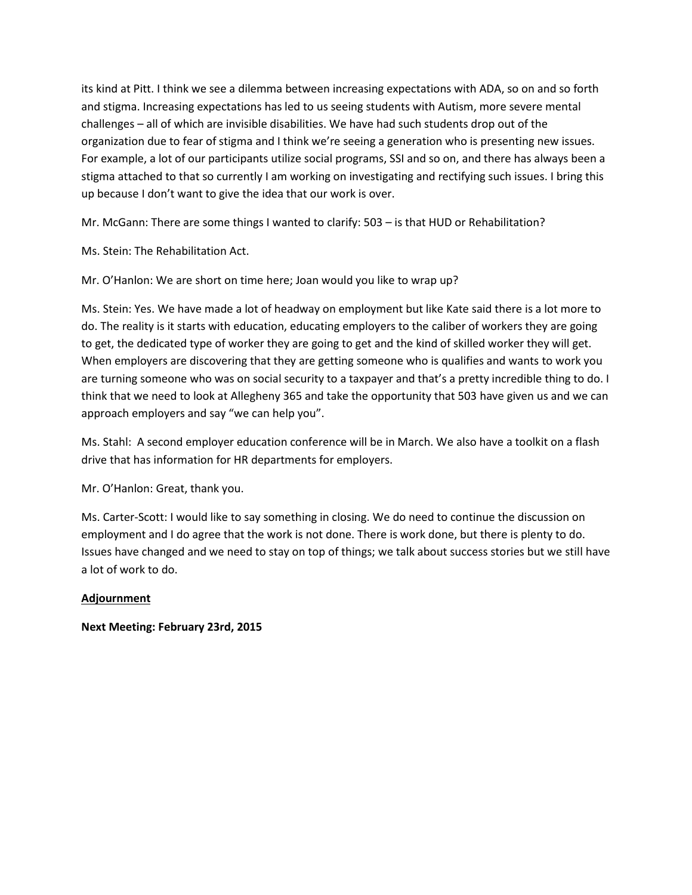its kind at Pitt. I think we see a dilemma between increasing expectations with ADA, so on and so forth and stigma. Increasing expectations has led to us seeing students with Autism, more severe mental challenges – all of which are invisible disabilities. We have had such students drop out of the organization due to fear of stigma and I think we're seeing a generation who is presenting new issues. For example, a lot of our participants utilize social programs, SSI and so on, and there has always been a stigma attached to that so currently I am working on investigating and rectifying such issues. I bring this up because I don't want to give the idea that our work is over.

Mr. McGann: There are some things I wanted to clarify: 503 – is that HUD or Rehabilitation?

Ms. Stein: The Rehabilitation Act.

Mr. O'Hanlon: We are short on time here; Joan would you like to wrap up?

Ms. Stein: Yes. We have made a lot of headway on employment but like Kate said there is a lot more to do. The reality is it starts with education, educating employers to the caliber of workers they are going to get, the dedicated type of worker they are going to get and the kind of skilled worker they will get. When employers are discovering that they are getting someone who is qualifies and wants to work you are turning someone who was on social security to a taxpayer and that's a pretty incredible thing to do. I think that we need to look at Allegheny 365 and take the opportunity that 503 have given us and we can approach employers and say "we can help you".

Ms. Stahl: A second employer education conference will be in March. We also have a toolkit on a flash drive that has information for HR departments for employers.

Mr. O'Hanlon: Great, thank you.

Ms. Carter-Scott: I would like to say something in closing. We do need to continue the discussion on employment and I do agree that the work is not done. There is work done, but there is plenty to do. Issues have changed and we need to stay on top of things; we talk about success stories but we still have a lot of work to do.

**Adjournment**

**Next Meeting: February 23rd, 2015**